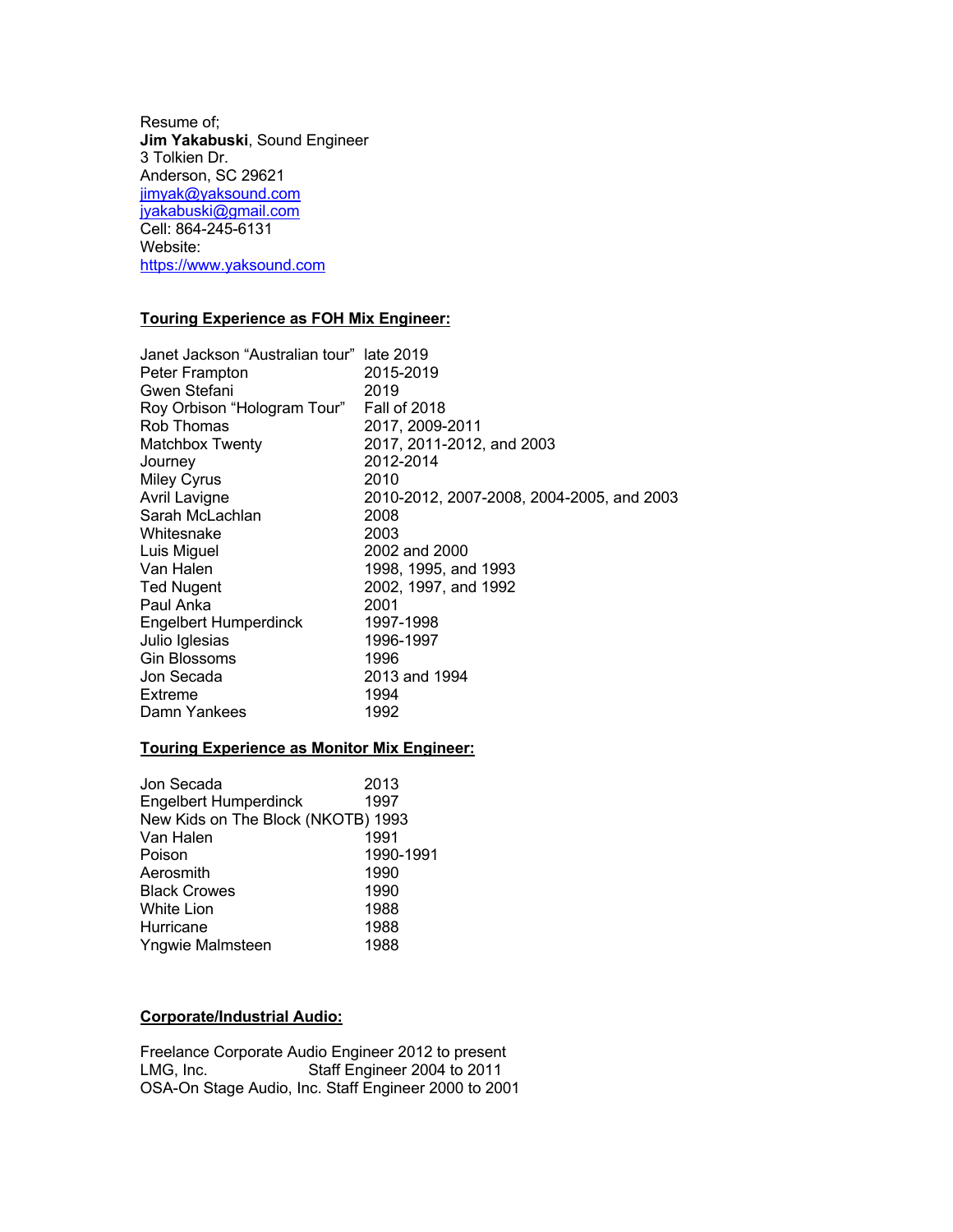Resume of;
**Jim Yakabuski**, Sound Engineer
3 Tolkien Dr.
Anderson, SC 29621
[jimyak@yaksound.com](mailto:jimyak@yaksound.com)
[jyakabuski@gmail.com](mailto:jyakabuski@gmail.com)
Cell: 864-245-6131
Website:
[https://www.yaksound.com](https://www.yaksound.com)

## Touring Experience as FOH Mix Engineer:

| | |
|---|---|
| Janet Jackson "Australian tour" | late 2019 |
| Peter Frampton | 2015-2019 |
| Gwen Stefani | 2019 |
| Roy Orbison "Hologram Tour" | Fall of 2018 |
| Rob Thomas | 2017, 2009-2011 |
| Matchbox Twenty | 2017, 2011-2012, and 2003 |
| Journey | 2012-2014 |
| Miley Cyrus | 2010 |
| Avril Lavigne | 2010-2012, 2007-2008, 2004-2005, and 2003 |
| Sarah McLachlan | 2008 |
| Whitesnake | 2003 |
| Luis Miguel | 2002 and 2000 |
| Van Halen | 1998, 1995, and 1993 |
| Ted Nugent | 2002, 1997, and 1992 |
| Paul Anka | 2001 |
| Engelbert Humperdinck | 1997-1998 |
| Julio Iglesias | 1996-1997 |
| Gin Blossoms | 1996 |
| Jon Secada | 2013 and 1994 |
| Extreme | 1994 |
| Damn Yankees | 1992 |

## Touring Experience as Monitor Mix Engineer:

| | |
|---|---|
| Jon Secada | 2013 |
| Engelbert Humperdinck | 1997 |
| New Kids on The Block (NKOTB) | 1993 |
| Van Halen | 1991 |
| Poison | 1990-1991 |
| Aerosmith | 1990 |
| Black Crowes | 1990 |
| White Lion | 1988 |
| Hurricane | 1988 |
| Yngwie Malmsteen | 1988 |

## Corporate/Industrial Audio:

Freelance Corporate Audio Engineer 2012 to present
LMG, Inc. Staff Engineer 2004 to 2011
OSA-On Stage Audio, Inc. Staff Engineer 2000 to 2001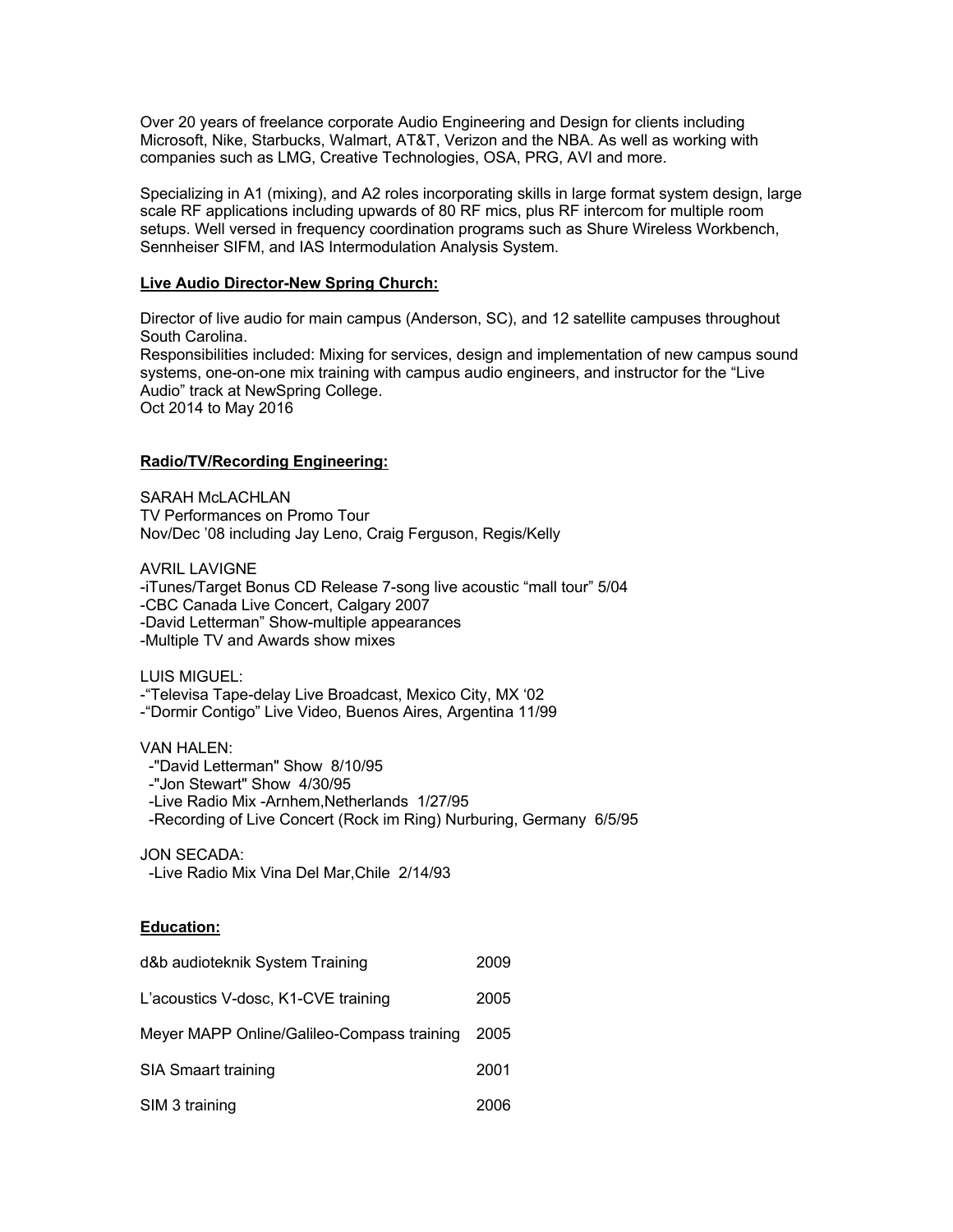Over 20 years of freelance corporate Audio Engineering and Design for clients including Microsoft, Nike, Starbucks, Walmart, AT&T, Verizon and the NBA. As well as working with companies such as LMG, Creative Technologies, OSA, PRG, AVI and more.

Specializing in A1 (mixing), and A2 roles incorporating skills in large format system design, large scale RF applications including upwards of 80 RF mics, plus RF intercom for multiple room setups. Well versed in frequency coordination programs such as Shure Wireless Workbench, Sennheiser SIFM, and IAS Intermodulation Analysis System.

**Live Audio Director-New Spring Church:**

Director of live audio for main campus (Anderson, SC), and 12 satellite campuses throughout South Carolina.
Responsibilities included: Mixing for services, design and implementation of new campus sound systems, one-on-one mix training with campus audio engineers, and instructor for the "Live Audio" track at NewSpring College.
Oct 2014 to May 2016

**Radio/TV/Recording Engineering:**

SARAH McLACHLAN
TV Performances on Promo Tour
Nov/Dec '08 including Jay Leno, Craig Ferguson, Regis/Kelly

AVRIL LAVIGNE
-iTunes/Target Bonus CD Release 7-song live acoustic "mall tour" 5/04
-CBC Canada Live Concert, Calgary 2007
-David Letterman" Show-multiple appearances
-Multiple TV and Awards show mixes

LUIS MIGUEL:
-"Televisa Tape-delay Live Broadcast, Mexico City, MX '02
-"Dormir Contigo" Live Video, Buenos Aires, Argentina 11/99

VAN HALEN:
-"David Letterman" Show 8/10/95
-"Jon Stewart" Show 4/30/95
-Live Radio Mix -Arnhem,Netherlands 1/27/95
-Recording of Live Concert (Rock im Ring) Nurburing, Germany 6/5/95

JON SECADA:
-Live Radio Mix Vina Del Mar,Chile 2/14/93

**Education:**

| | |
|---|---|
| d&b audioteknik System Training | 2009 |
| L'acoustics V-dosc, K1-CVE training | 2005 |
| Meyer MAPP Online/Galileo-Compass training | 2005 |
| SIA Smaart training | 2001 |
| SIM 3 training | 2006 |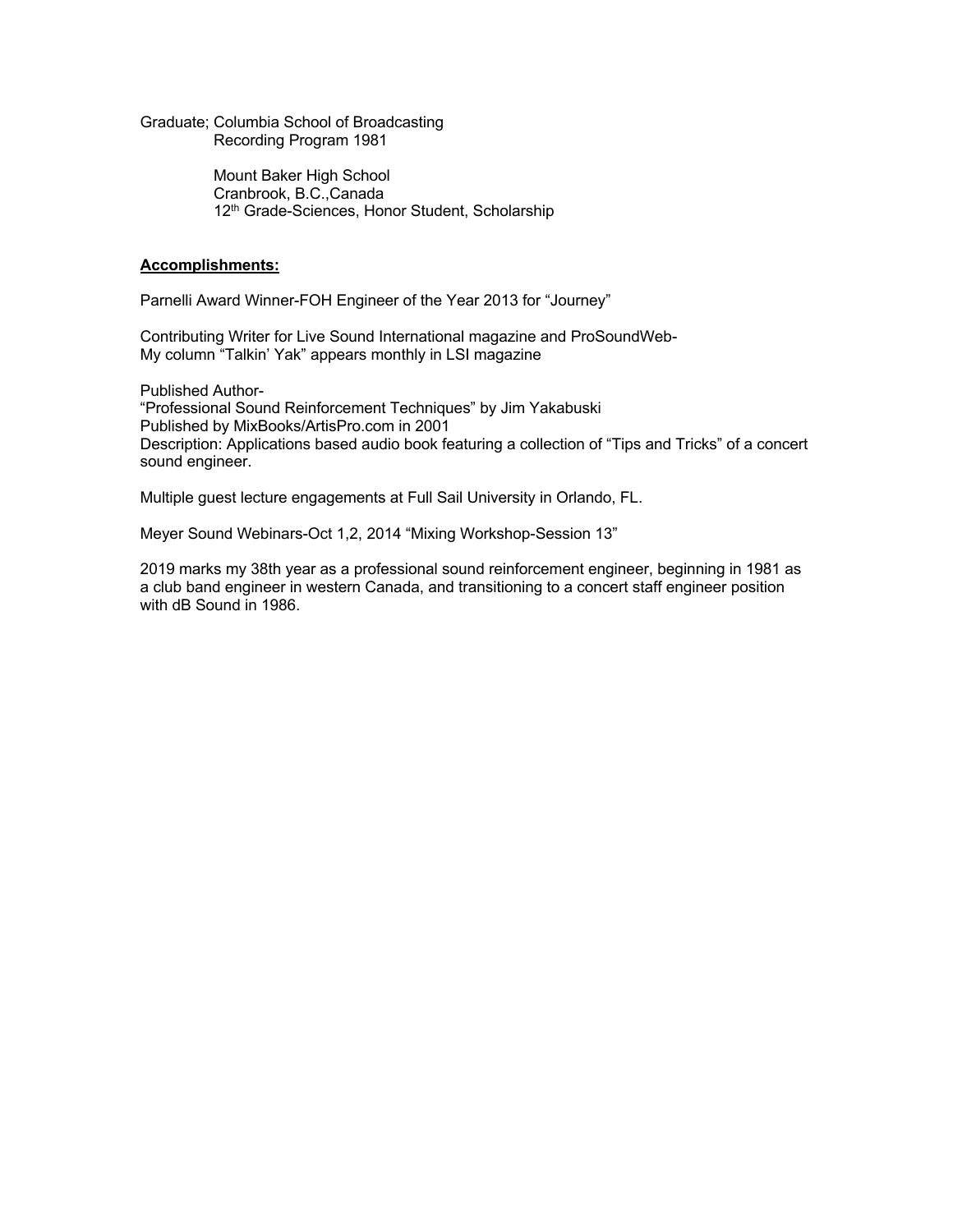Graduate; Columbia School of Broadcasting
Recording Program 1981

Mount Baker High School
Cranbrook, B.C.,Canada
12th Grade-Sciences, Honor Student, Scholarship

**Accomplishments:**

Parnelli Award Winner-FOH Engineer of the Year 2013 for "Journey"

Contributing Writer for Live Sound International magazine and ProSoundWeb-
My column "Talkin' Yak" appears monthly in LSI magazine

Published Author-
"Professional Sound Reinforcement Techniques" by Jim Yakabuski
Published by MixBooks/ArtisPro.com in 2001
Description: Applications based audio book featuring a collection of "Tips and Tricks" of a concert sound engineer.

Multiple guest lecture engagements at Full Sail University in Orlando, FL.

Meyer Sound Webinars-Oct 1,2, 2014 "Mixing Workshop-Session 13"

2019 marks my 38th year as a professional sound reinforcement engineer, beginning in 1981 as a club band engineer in western Canada, and transitioning to a concert staff engineer position with dB Sound in 1986.